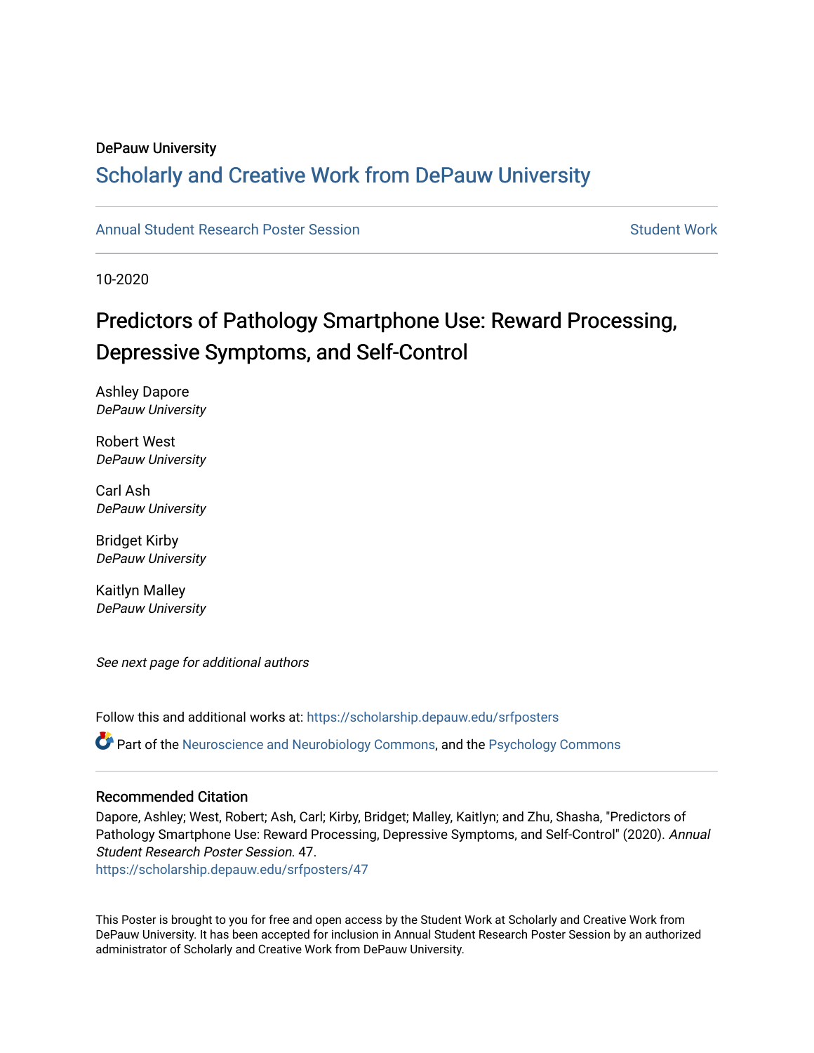DePauw University

# Scholarly and Creative Work from DePauw University

Annual Student Research Poster Session | Student Work

10-2020

## Predictors of Pathology Smartphone Use: Reward Processing, Depressive Symptoms, and Self-Control

Ashley Dapore
*DePauw University*

Robert West
*DePauw University*

Carl Ash
*DePauw University*

Bridget Kirby
*DePauw University*

Kaitlyn Malley
*DePauw University*

*See next page for additional authors*

Follow this and additional works at: https://scholarship.depauw.edu/srfposters

Part of the Neuroscience and Neurobiology Commons, and the Psychology Commons

### Recommended Citation

Dapore, Ashley; West, Robert; Ash, Carl; Kirby, Bridget; Malley, Kaitlyn; and Zhu, Shasha, "Predictors of Pathology Smartphone Use: Reward Processing, Depressive Symptoms, and Self-Control" (2020). *Annual Student Research Poster Session*. 47.
https://scholarship.depauw.edu/srfposters/47

This Poster is brought to you for free and open access by the Student Work at Scholarly and Creative Work from DePauw University. It has been accepted for inclusion in Annual Student Research Poster Session by an authorized administrator of Scholarly and Creative Work from DePauw University.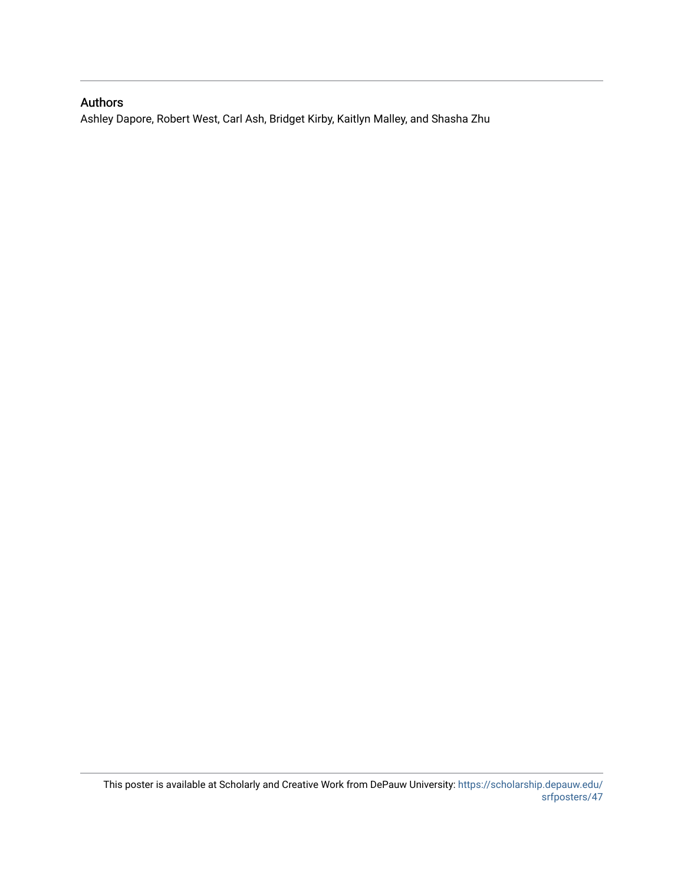## Authors

Ashley Dapore, Robert West, Carl Ash, Bridget Kirby, Kaitlyn Malley, and Shasha Zhu

This poster is available at Scholarly and Creative Work from DePauw University: https://scholarship.depauw.edu/srfposters/47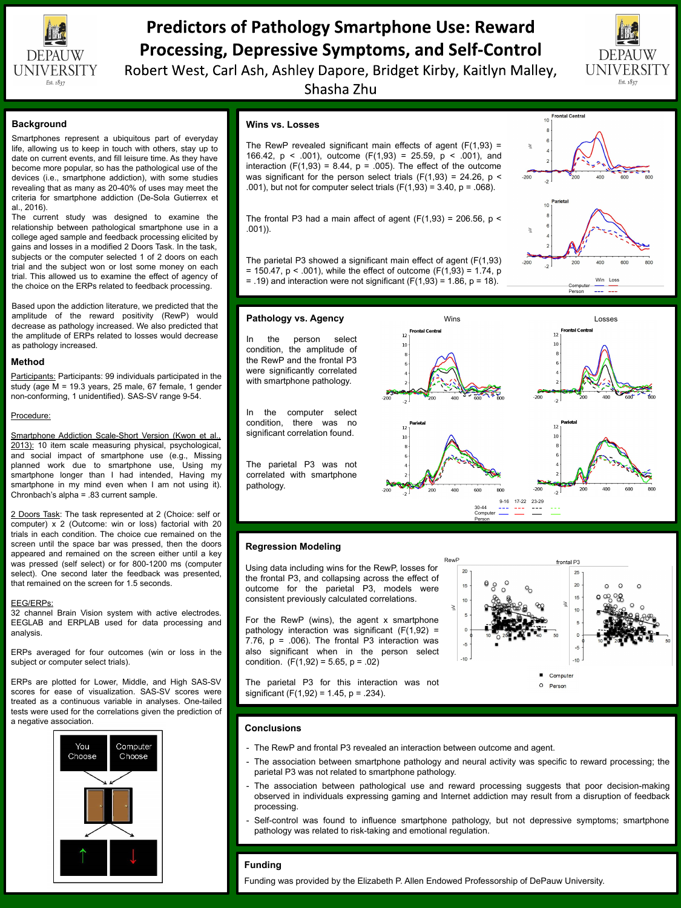# Predictors of Pathology Smartphone Use: Reward Processing, Depressive Symptoms, and Self-Control

Robert West, Carl Ash, Ashley Dapore, Bridget Kirby, Kaitlyn Malley, Shasha Zhu

DEPAUW UNIVERSITY Est. 1837

## Background

Smartphones represent a ubiquitous part of everyday life, allowing us to keep in touch with others, stay up to date on current events, and fill leisure time. As they have become more popular, so has the pathological use of the devices (i.e., smartphone addiction), with some studies revealing that as many as 20-40% of uses may meet the criteria for smartphone addiction (De-Sola Gutierrez et al., 2016).

The current study was designed to examine the relationship between pathological smartphone use in a college aged sample and feedback processing elicited by gains and losses in a modified 2 Doors Task. In the task, subjects or the computer selected 1 of 2 doors on each trial and the subject won or lost some money on each trial. This allowed us to examine the effect of agency of the choice on the ERPs related to feedback processing.

Based upon the addiction literature, we predicted that the amplitude of the reward positivity (RewP) would decrease as pathology increased. We also predicted that the amplitude of ERPs related to losses would decrease as pathology increased.

## Method

Participants: Participants: 99 individuals participated in the study (age M = 19.3 years, 25 male, 67 female, 1 gender non-conforming, 1 unidentified). SAS-SV range 9-54.

Procedure:

Smartphone Addiction Scale-Short Version (Kwon et al., 2013): 10 item scale measuring physical, psychological, and social impact of smartphone use (e.g., Missing planned work due to smartphone use, Using my smartphone longer than I had intended, Having my smartphone in my mind even when I am not using it). Chronbach's alpha = .83 current sample.

2 Doors Task: The task represented at 2 (Choice: self or computer) x 2 (Outcome: win or loss) factorial with 20 trials in each condition. The choice cue remained on the screen until the space bar was pressed, then the doors appeared and remained on the screen either until a key was pressed (self select) or for 800-1200 ms (computer select). One second later the feedback was presented, that remained on the screen for 1.5 seconds.

EEG/ERPs:
32 channel Brain Vision system with active electrodes. EEGLAB and ERPLAB used for data processing and analysis.

ERPs averaged for four outcomes (win or loss in the subject or computer select trials).

ERPs are plotted for Lower, Middle, and High SAS-SV scores for ease of visualization. SAS-SV scores were treated as a continuous variable in analyses. One-tailed tests were used for the correlations given the prediction of a negative association.

You Choose
Computer Choose

## Wins vs. Losses

The RewP revealed significant main effects of agent ($F(1,93) = 166.42$, $p < .001$), outcome ($F(1,93) = 25.59$, $p < .001$), and interaction ($F(1,93) = 8.44$, $p = .005$). The effect of the outcome was significant for the person select trials ($F(1,93) = 24.26$, $p < .001$), but not for computer select trials ($F(1,93) = 3.40$, $p = .068$).

The frontal P3 had a main affect of agent ($F(1,93) = 206.56$, $p < .001$)).

The parietal P3 showed a significant main effect of agent ($F(1,93) = 150.47$, $p < .001$), while the effect of outcome ($F(1,93) = 1.74$, $p = .19$) and interaction were not significant ($F(1,93) = 1.86$, $p = 18$).

Frontal Central
Parietal
Win Loss
Computer
Person

## Pathology vs. Agency

In the person select condition, the amplitude of the RewP and the frontal P3 were significantly correlated with smartphone pathology.

In the computer select condition, there was no significant correlation found.

The parietal P3 was not correlated with smartphone pathology.

Wins
Losses
Frontal Central
Parietal
9-16 17-22 23-29 30-44
Computer
Person

## Regression Modeling

Using data including wins for the RewP, losses for the frontal P3, and collapsing across the effect of outcome for the parietal P3, models were consistent previously calculated correlations.

For the RewP (wins), the agent x smartphone pathology interaction was significant ($F(1,92) = 7.76$, $p = .006$). The frontal P3 interaction was also significant when in the person select condition. ($F(1,92) = 5.65$, $p = .02$)

The parietal P3 for this interaction was not significant ($F(1,92) = 1.45$, $p = .234$).

RewP
frontal P3
Computer
Person

## Conclusions

- The RewP and frontal P3 revealed an interaction between outcome and agent.
- The association between smartphone pathology and neural activity was specific to reward processing; the parietal P3 was not related to smartphone pathology.
- The association between pathological use and reward processing suggests that poor decision-making observed in individuals expressing gaming and Internet addiction may result from a disruption of feedback processing.
- Self-control was found to influence smartphone pathology, but not depressive symptoms; smartphone pathology was related to risk-taking and emotional regulation.

## Funding

Funding was provided by the Elizabeth P. Allen Endowed Professorship of DePauw University.